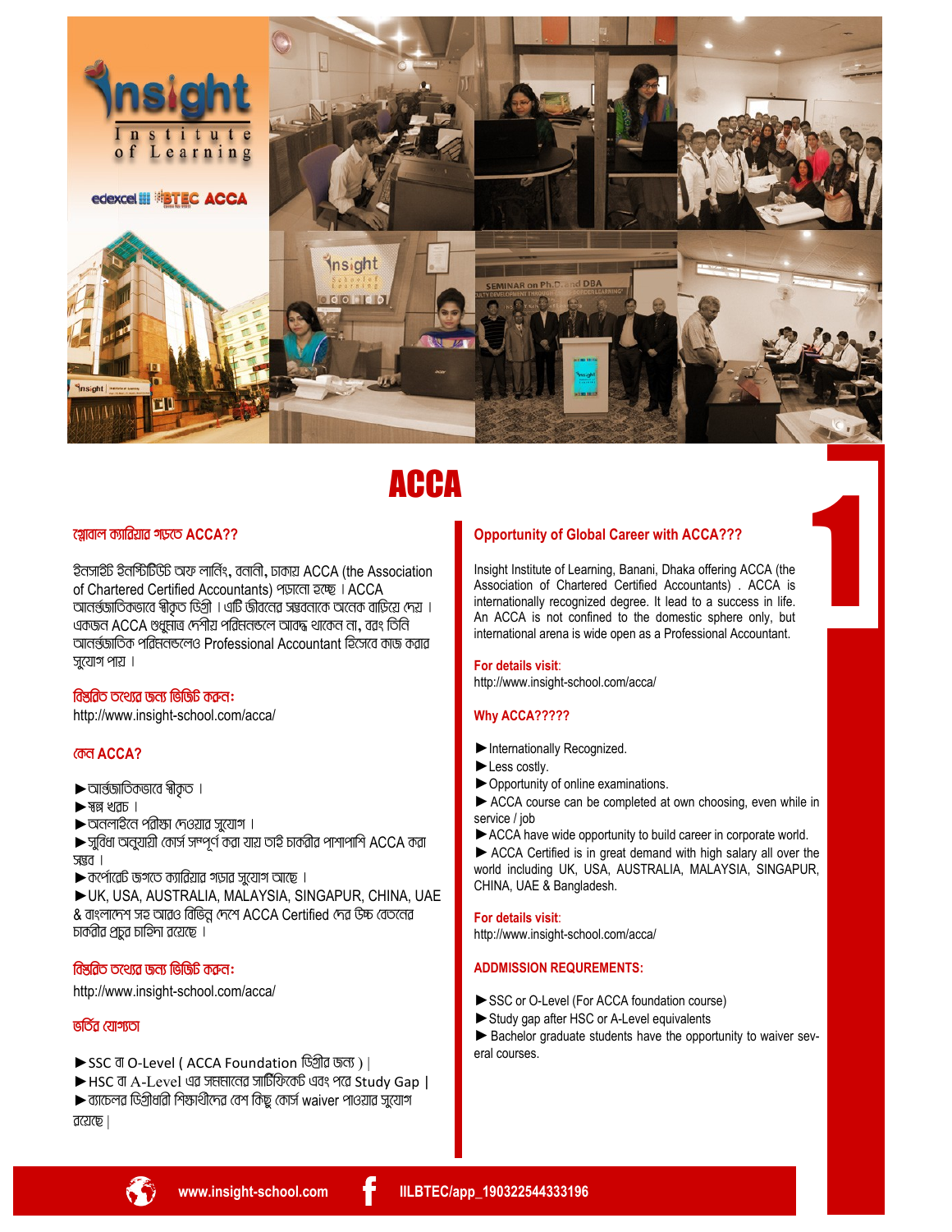# ACCA

## গ্লোবাল ক্যারিয়ার গড়তে ACCA??

ইনসাইট ইনস্টিটিউট অফ লার্নিং, বনানী, ঢাকায় ACCA (the Association of Chartered Certified Accountants) পড়ানো হচ্ছে। ACCA আন্তর্জাতিকভাবে স্বীকৃত ডিগ্রী। এটি জীবনের সম্ভবনাকে অনেক বাড়িয়ে দেয়। একজন ACCA শুধুমাত্র দেশীয় পরিমন্ডলে আবদ্ধ থাকেন না, বরং তিনি আন্তর্জাতিক পরিমন্ডলেও Professional Accountant হিসেবে কাজ করার সুযোগ পায়।

### বিস্তরিত তথ্যের জন্য ভিজিট করুন:

http://www.insight-school.com/acca/

### কেন ACCA?

►আন্তর্জাতিকভাবে স্বীকৃত।
►স্বল্প খরচ।
►অনলাইনে পরীক্ষা দেওয়ার সুযোগ।
►সুবিধা অনুযায়ী কোর্স সম্পূর্ণ করা যায় তাই চাকরীর পাশাপাশি ACCA করা সম্ভব।
►কর্পোরেট জগতে ক্যারিয়ার গড়ার সুযোগ আছে।
►UK, USA, AUSTRALIA, MALAYSIA, SINGAPUR, CHINA, UAE & বাংলাদেশ সহ আরও বিভিন্ন দেশে ACCA Certified দের উচ্চ বেতনের চাকরীর প্রচুর চাহিদা রয়েছে।

### বিস্তরিত তথ্যের জন্য ভিজিট করুন:

http://www.insight-school.com/acca/

### ভর্তির যোগ্যতা

►SSC বা O-Level ( ACCA Foundation ডিগ্রীর জন্য )।
►HSC বা A-Level এর সমমানের সার্টিফিকেট এবং পরে Study Gap।
►ব্যাচেলর ডিগ্রীধারী শিক্ষার্থীদের বেশ কিছু কোর্স waiver পাওয়ার সুযোগ রয়েছে।

## Opportunity of Global Career with ACCA???

Insight Institute of Learning, Banani, Dhaka offering ACCA (the Association of Chartered Certified Accountants) . ACCA is internationally recognized degree. It lead to a success in life. An ACCA is not confined to the domestic sphere only, but international arena is wide open as a Professional Accountant.

### For details visit:

http://www.insight-school.com/acca/

### Why ACCA?????

►Internationally Recognized.
►Less costly.
►Opportunity of online examinations.
► ACCA course can be completed at own choosing, even while in service / job
►ACCA have wide opportunity to build career in corporate world.
► ACCA Certified is in great demand with high salary all over the world including UK, USA, AUSTRALIA, MALAYSIA, SINGAPUR, CHINA, UAE & Bangladesh.

### For details visit:

http://www.insight-school.com/acca/

### ADDMISSION REQUREMENTS:

►SSC or O-Level (For ACCA foundation course)
►Study gap after HSC or A-Level equivalents
► Bachelor graduate students have the opportunity to waiver several courses.

www.insight-school.com IILBTEC/app_190322544333196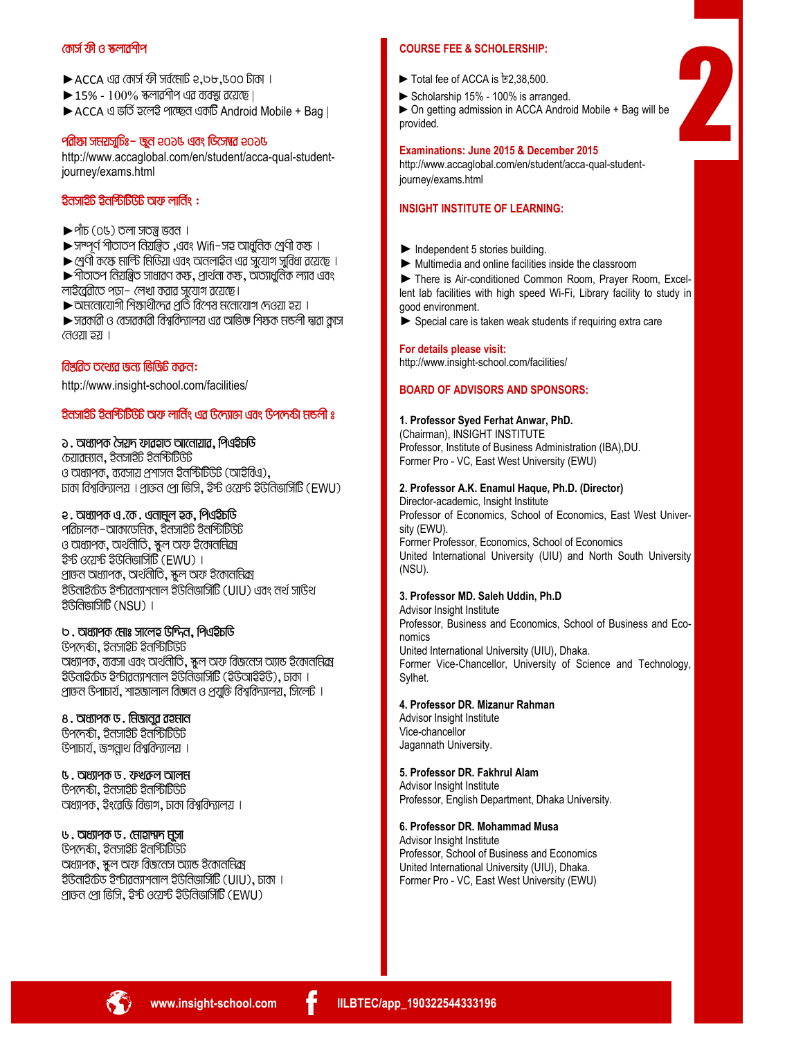## কোর্স ফী ও স্কলারশীপ

► ACCA এর কোর্স ফী সর্বমোট ২,৩৮,৫০০ টাকা।
► 15% - 100% স্কলারশীপ এর ব্যবস্থা রয়েছে।
► ACCA এ ভর্তি হলেই পাচ্ছেন একটি Android Mobile + Bag।

## পরীক্ষা সময়সূচিঃ– জুন ২০১৫ এবং ডিসেম্বর ২০১৫

http://www.accaglobal.com/en/student/acca-qual-student-journey/exams.html

## ইনসাইট ইনস্টিটিউট অফ লার্নিং :

► পাঁচ (০৫) তলা স্বতন্ত্র ভবন।
► সম্পূর্ণ শীতাতপ নিয়ন্ত্রিত, এবং Wifi–সহ আধুনিক শ্রেণী কক্ষ।
► শ্রেণী কক্ষে মাল্টি মিডিয়া এবং অনলাইন এর সুযোগ সুবিধা রয়েছে।
► শীতাতপ নিয়ন্ত্রিত সাধারণ কক্ষ, প্রার্থনা কক্ষ, অত্যাধুনিক ল্যাব এবং লাইব্রেরীতে পড়া- লেখা করার সুযোগ রয়েছে।
► অমনোযোগী শিক্ষার্থীদের প্রতি বিশেষ মনোযোগ দেওয়া হয়।
► সরকারী ও বেসরকারী বিশ্ববিদ্যালয় এর অভিজ্ঞ শিক্ষক মন্ডলী দ্বারা ক্লাস নেওয়া হয়।

## বিস্তারিত তথ্যের জন্য ভিজিট করুন:

http://www.insight-school.com/facilities/

## ইনসাইট ইনস্টিটিউট অফ লার্নিং এর উদ্যোক্তা এবং উপদেষ্টা মন্ডলী ঃ

**১. অধ্যাপক সৈয়দ ফারহাত আনোয়ার, পিএইচডি**
চেয়ারম্যান, ইনসাইট ইনস্টিটিউট
ও অধ্যাপক, ব্যবসায় প্রশাসন ইনস্টিটিউট (আইবিএ),
ঢাকা বিশ্ববিদ্যালয়। প্রাক্তন প্রো ভিসি, ইস্ট ওয়েস্ট ইউনিভার্সিটি (EWU)

**২. অধ্যাপক এ.কে. এনামুল হক, পিএইচডি**
পরিচালক–আকাডেমিক, ইনসাইট ইনস্টিটিউট
ও অধ্যাপক, অর্থনীতি, স্কুল অফ ইকোনমিক্স
ইস্ট ওয়েস্ট ইউনিভার্সিটি (EWU)।
প্রাক্তন অধ্যাপক, অর্থনীতি, স্কুল অফ ইকোনমিক্স
ইউনাইটেড ইন্টারন্যাশনাল ইউনিভার্সিটি (UIU) এবং নর্থ সাউথ ইউনিভার্সিটি (NSU)।

**৩. অধ্যাপক মোঃ সালেহ উদ্দিন, পিএইচডি**
উপদেষ্টা, ইনসাইট ইনস্টিটিউট
অধ্যাপক, ব্যবসা এবং অর্থনীতি, স্কুল অফ বিজনেস অ্যান্ড ইকোনমিক্স
ইউনাইটেড ইন্টারন্যাশনাল ইউনিভার্সিটি (ইউআইইউ), ঢাকা।
প্রাক্তন উপাচার্য, শাহজালাল বিজ্ঞান ও প্রযুক্তি বিশ্ববিদ্যালয়, সিলেট।

**৪. অধ্যাপক ড. মিজানুর রহমান**
উপদেষ্টা, ইনসাইট ইনস্টিটিউট
উপাচার্য, জগন্নাথ বিশ্ববিদ্যালয়।

**৫. অধ্যাপক ড. ফখরুল আলম**
উপদেষ্টা, ইনসাইট ইনস্টিটিউট
অধ্যাপক, ইংরেজি বিভাগ, ঢাকা বিশ্ববিদ্যালয়।

**৬. অধ্যাপক ড. মোহাম্মদ মুসা**
উপদেষ্টা, ইনসাইট ইনস্টিটিউট
অধ্যাপক, স্কুল অফ বিজনেস অ্যান্ড ইকোনমিক্স
ইউনাইটেড ইন্টারন্যাশনাল ইউনিভার্সিটি (UIU), ঢাকা।
প্রাক্তন প্রো ভিসি, ইস্ট ওয়েস্ট ইউনিভার্সিটি (EWU)

## COURSE FEE & SCHOLERSHIP:

► Total fee of ACCA is ৳2,38,500.
► Scholarship 15% - 100% is arranged.
► On getting admission in ACCA Android Mobile + Bag will be provided.

## Examinations: June 2015 & December 2015

http://www.accaglobal.com/en/student/acca-qual-student-journey/exams.html

## INSIGHT INSTITUTE OF LEARNING:

► Independent 5 stories building.
► Multimedia and online facilities inside the classroom
► There is Air-conditioned Common Room, Prayer Room, Excellent lab facilities with high speed Wi-Fi, Library facility to study in good environment.
► Special care is taken weak students if requiring extra care

## For details please visit:

http://www.insight-school.com/facilities/

## BOARD OF ADVISORS AND SPONSORS:

**1. Professor Syed Ferhat Anwar, PhD.**
(Chairman), INSIGHT INSTITUTE
Professor, Institute of Business Administration (IBA),DU.
Former Pro - VC, East West University (EWU)

**2. Professor A.K. Enamul Haque, Ph.D. (Director)**
Director-academic, Insight Institute
Professor of Economics, School of Economics, East West University (EWU).
Former Professor, Economics, School of Economics
United International University (UIU) and North South University (NSU).

**3. Professor MD. Saleh Uddin, Ph.D**
Advisor Insight Institute
Professor, Business and Economics, School of Business and Economics
United International University (UIU), Dhaka.
Former Vice-Chancellor, University of Science and Technology, Sylhet.

**4. Professor DR. Mizanur Rahman**
Advisor Insight Institute
Vice-chancellor
Jagannath University.

**5. Professor DR. Fakhrul Alam**
Advisor Insight Institute
Professor, English Department, Dhaka University.

**6. Professor DR. Mohammad Musa**
Advisor Insight Institute
Professor, School of Business and Economics
United International University (UIU), Dhaka.
Former Pro - VC, East West University (EWU)

www.insight-school.com | IILBTEC/app_190322544333196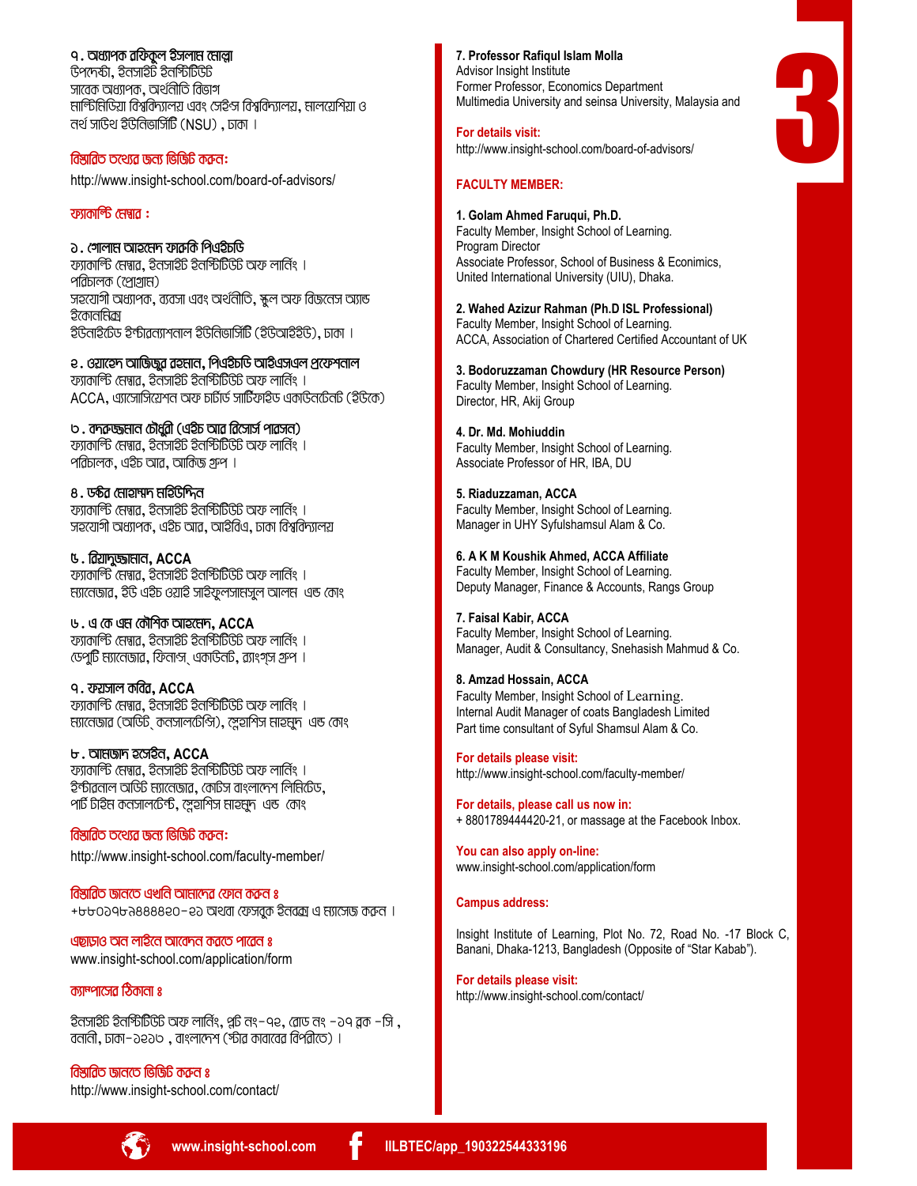৭. অধ্যাপক রফিকুল ইসলাম মোল্লা
উপদেষ্টা, ইনসাইট ইনস্টিটিউট
সাবেক অধ্যাপক, অর্থনীতি বিভাগ
মাল্টিমিডিয়া বিশ্ববিদ্যালয় এবং সেইন্স বিশ্ববিদ্যালয়, মালয়েশিয়া ও
নর্থ সাউথ ইউনিভার্সিটি (NSU), ঢাকা।

**বিস্তারিত তথ্যের জন্য ভিজিট করুন:**
http://www.insight-school.com/board-of-advisors/

**ফ্যাকাল্টি মেম্বার :**

**১. গোলাম আহমেদ ফারুকি পিএইচডি**
ফ্যাকাল্টি মেম্বার, ইনসাইট ইনস্টিটিউট অফ লার্নিং।
পরিচালক (প্রোগ্রাম)
সহযোগী অধ্যাপক, ব্যবসা এবং অর্থনীতি, স্কুল অফ বিজনেস অ্যান্ড ইকোনমিক্স
ইউনাইটেড ইন্টারন্যাশনাল ইউনিভার্সিটি (ইউআইইউ), ঢাকা।

**২. ওয়াহেদ আজিজুর রহমান, পিএইচডি আইএসএল প্রফেশনাল**
ফ্যাকাল্টি মেম্বার, ইনসাইট ইনস্টিটিউট অফ লার্নিং।
ACCA, এ্যাসোসিয়েশন অফ চার্টার্ড সার্টিফাইড একাউনটেনট (ইউকে)

**৩. বদরুজ্জমান চৌধুরী (এইচ আর রিসোর্স পারসন)**
ফ্যাকাল্টি মেম্বার, ইনসাইট ইনস্টিটিউট অফ লার্নিং।
পরিচালক, এইচ আর, আকিজ গ্রুপ।

**৪. ডক্টর মোহাম্মদ মহিউদ্দিন**
ফ্যাকাল্টি মেম্বার, ইনসাইট ইনস্টিটিউট অফ লার্নিং।
সহযোগী অধ্যাপক, এইচ আর, আইবিএ, ঢাকা বিশ্ববিদ্যালয়

**৫. রিয়াদুজ্জামান, ACCA**
ফ্যাকাল্টি মেম্বার, ইনসাইট ইনস্টিটিউট অফ লার্নিং।
ম্যানেজার, ইউ এইচ ওয়াই সাইফুলসামসুল আলম এন্ড কোং

**৬. এ কে এম কৌশিক আহমেদ, ACCA**
ফ্যাকাল্টি মেম্বার, ইনসাইট ইনস্টিটিউট অফ লার্নিং।
ডেপুটি ম্যানেজার, ফিনান্স একাউন্টস, র‍্যাংগস গ্রুপ।

**৭. ফয়সাল কবির, ACCA**
ফ্যাকাল্টি মেম্বার, ইনসাইট ইনস্টিটিউট অফ লার্নিং।
ম্যানেজার (অডিট কনসালটেন্সি), স্নেহাশিস মাহমুদ এন্ড কোং

**৮. আমজাদ হসেইন, ACCA**
ফ্যাকাল্টি মেম্বার, ইনসাইট ইনস্টিটিউট অফ লার্নিং।
ইন্টারনাল অডিট ম্যানেজার, কোটস বাংলাদেশ লিমিটেড,
পার্ট টাইম কনসালটেন্ট, স্নেহাশিস মাহমুদ এন্ড কোং

**বিস্তারিত তথ্যের জন্য ভিজিট করুন:**
http://www.insight-school.com/faculty-member/

**বিস্তারিত জানতে এখনি আমাদের ফোন করুন ঃ**
+৮৮০১৭৮৯৪৪৪৪২০-২১ অথবা ফেসবুক ইনবক্স এ ম্যাসেজ করুন।

**এছাড়াও অন লাইনে আবেদন করতে পারেন ঃ**
www.insight-school.com/application/form

**ক্যাম্পাসের ঠিকানা ঃ**

ইনসাইট ইনস্টিটিউট অফ লার্নিং, প্লট নং-৭২, রোড নং -১৭ ব্লক -সি, বনানী, ঢাকা-১২১৩, বাংলাদেশ (স্টার কাবাবের বিপরীতে)।

**বিস্তারিত জানতে ভিজিট করুন ঃ**
http://www.insight-school.com/contact/

**7. Professor Rafiqul Islam Molla**
Advisor Insight Institute
Former Professor, Economics Department
Multimedia University and seinsa University, Malaysia and

**For details visit:**
http://www.insight-school.com/board-of-advisors/

**FACULTY MEMBER:**

**1. Golam Ahmed Faruqui, Ph.D.**
Faculty Member, Insight School of Learning.
Program Director
Associate Professor, School of Business & Econimics,
United International University (UIU), Dhaka.

**2. Wahed Azizur Rahman (Ph.D ISL Professional)**
Faculty Member, Insight School of Learning.
ACCA, Association of Chartered Certified Accountant of UK

**3. Bodoruzzaman Chowdury (HR Resource Person)**
Faculty Member, Insight School of Learning.
Director, HR, Akij Group

**4. Dr. Md. Mohiuddin**
Faculty Member, Insight School of Learning.
Associate Professor of HR, IBA, DU

**5. Riaduzzaman, ACCA**
Faculty Member, Insight School of Learning.
Manager in UHY Syfulshamsul Alam & Co.

**6. A K M Koushik Ahmed, ACCA Affiliate**
Faculty Member, Insight School of Learning.
Deputy Manager, Finance & Accounts, Rangs Group

**7. Faisal Kabir, ACCA**
Faculty Member, Insight School of Learning.
Manager, Audit & Consultancy, Snehasish Mahmud & Co.

**8. Amzad Hossain, ACCA**
Faculty Member, Insight School of Learning.
Internal Audit Manager of coats Bangladesh Limited
Part time consultant of Syful Shamsul Alam & Co.

**For details please visit:**
http://www.insight-school.com/faculty-member/

**For details, please call us now in:**
+ 8801789444420-21, or massage at the Facebook Inbox.

**You can also apply on-line:**
www.insight-school.com/application/form

**Campus address:**

Insight Institute of Learning, Plot No. 72, Road No. -17 Block C, Banani, Dhaka-1213, Bangladesh (Opposite of "Star Kabab").

**For details please visit:**
http://www.insight-school.com/contact/

www.insight-school.com IILBTEC/app_190322544333196